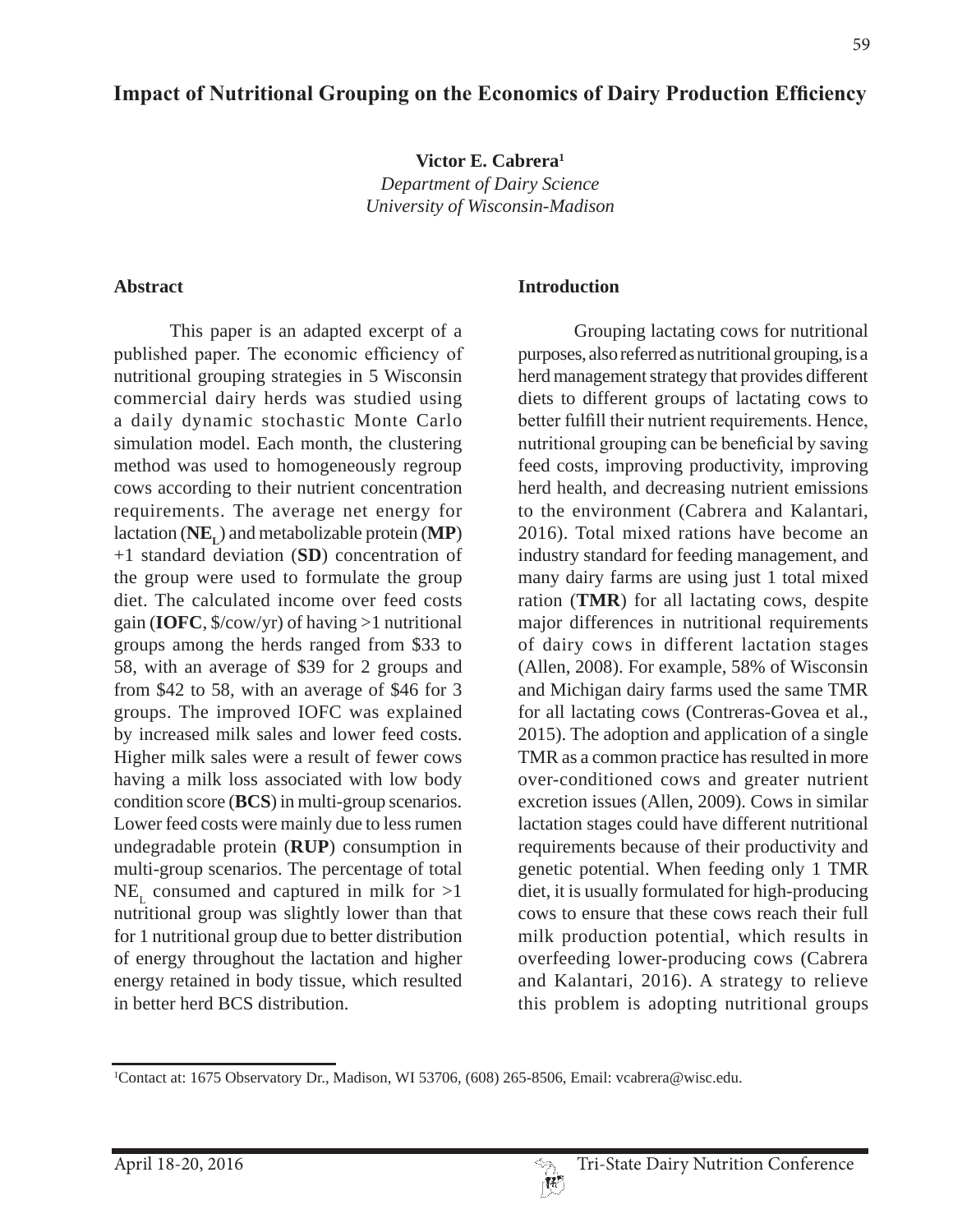# Impact of Nutritional Grouping on the Economics of Dairy Production Efficiency

**Victor E. Cabrera**[1]

*Department of Dairy Science*
*University of Wisconsin-Madison*

## Abstract

This paper is an adapted excerpt of a published paper. The economic efficiency of nutritional grouping strategies in 5 Wisconsin commercial dairy herds was studied using a daily dynamic stochastic Monte Carlo simulation model. Each month, the clustering method was used to homogeneously regroup cows according to their nutrient concentration requirements. The average net energy for lactation (**$NE_L$**) and metabolizable protein (**MP**) +1 standard deviation (**SD**) concentration of the group were used to formulate the group diet. The calculated income over feed costs gain (**IOFC**, \$/cow/yr) of having >1 nutritional groups among the herds ranged from \$33 to 58, with an average of \$39 for 2 groups and from \$42 to 58, with an average of \$46 for 3 groups. The improved IOFC was explained by increased milk sales and lower feed costs. Higher milk sales were a result of fewer cows having a milk loss associated with low body condition score (**BCS**) in multi-group scenarios. Lower feed costs were mainly due to less rumen undegradable protein (**RUP**) consumption in multi-group scenarios. The percentage of total $NE_L$ consumed and captured in milk for >1 nutritional group was slightly lower than that for 1 nutritional group due to better distribution of energy throughout the lactation and higher energy retained in body tissue, which resulted in better herd BCS distribution.

## Introduction

Grouping lactating cows for nutritional purposes, also referred as nutritional grouping, is a herd management strategy that provides different diets to different groups of lactating cows to better fulfill their nutrient requirements. Hence, nutritional grouping can be beneficial by saving feed costs, improving productivity, improving herd health, and decreasing nutrient emissions to the environment (Cabrera and Kalantari, 2016). Total mixed rations have become an industry standard for feeding management, and many dairy farms are using just 1 total mixed ration (**TMR**) for all lactating cows, despite major differences in nutritional requirements of dairy cows in different lactation stages (Allen, 2008). For example, 58% of Wisconsin and Michigan dairy farms used the same TMR for all lactating cows (Contreras-Govea et al., 2015). The adoption and application of a single TMR as a common practice has resulted in more over-conditioned cows and greater nutrient excretion issues (Allen, 2009). Cows in similar lactation stages could have different nutritional requirements because of their productivity and genetic potential. When feeding only 1 TMR diet, it is usually formulated for high-producing cows to ensure that these cows reach their full milk production potential, which results in overfeeding lower-producing cows (Cabrera and Kalantari, 2016). A strategy to relieve this problem is adopting nutritional groups

[1]Contact at: 1675 Observatory Dr., Madison, WI 53706, (608) 265-8506, Email: vcabrera@wisc.edu.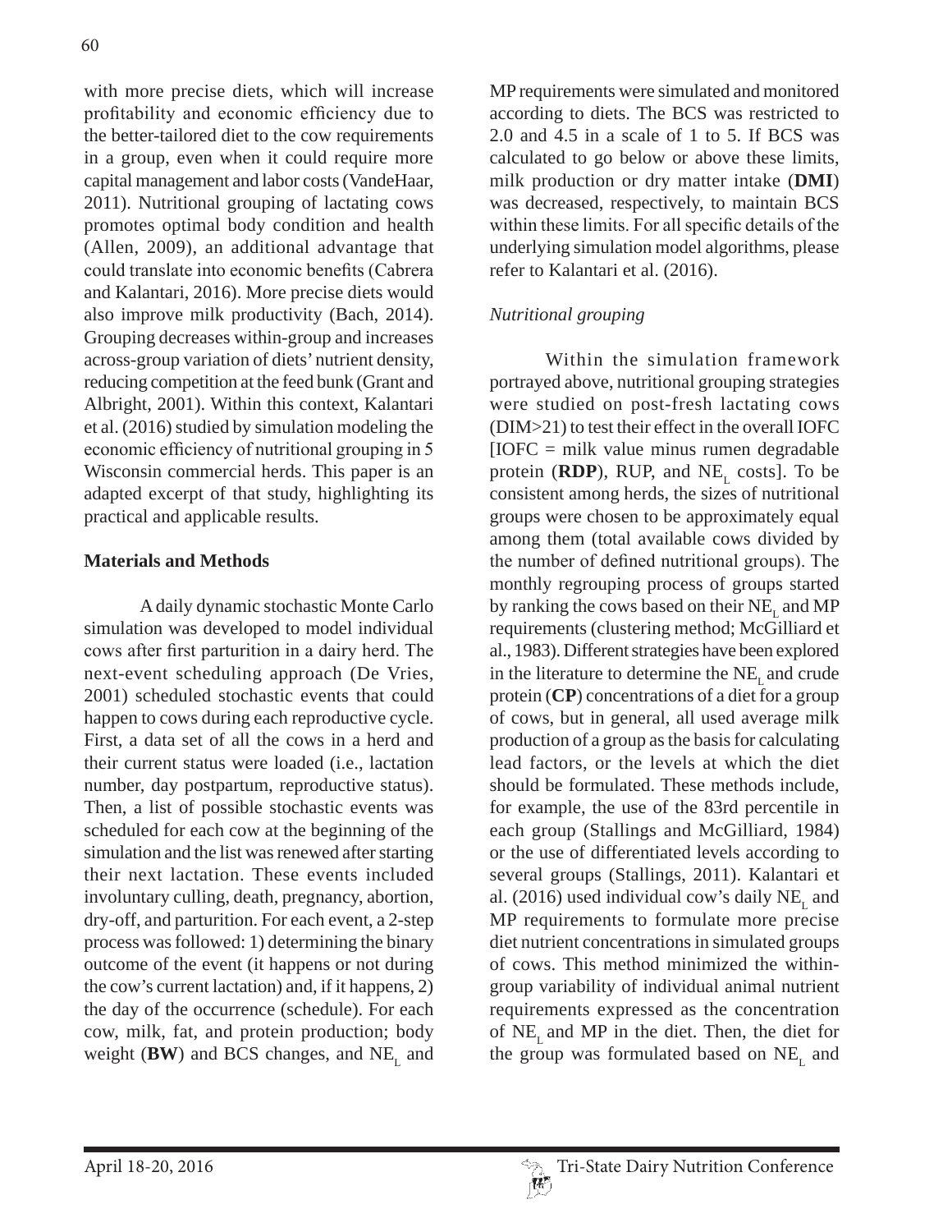with more precise diets, which will increase profitability and economic efficiency due to the better-tailored diet to the cow requirements in a group, even when it could require more capital management and labor costs (VandeHaar, 2011). Nutritional grouping of lactating cows promotes optimal body condition and health (Allen, 2009), an additional advantage that could translate into economic benefits (Cabrera and Kalantari, 2016). More precise diets would also improve milk productivity (Bach, 2014). Grouping decreases within-group and increases across-group variation of diets' nutrient density, reducing competition at the feed bunk (Grant and Albright, 2001). Within this context, Kalantari et al. (2016) studied by simulation modeling the economic efficiency of nutritional grouping in 5 Wisconsin commercial herds. This paper is an adapted excerpt of that study, highlighting its practical and applicable results.

## Materials and Methods

A daily dynamic stochastic Monte Carlo simulation was developed to model individual cows after first parturition in a dairy herd. The next-event scheduling approach (De Vries, 2001) scheduled stochastic events that could happen to cows during each reproductive cycle. First, a data set of all the cows in a herd and their current status were loaded (i.e., lactation number, day postpartum, reproductive status). Then, a list of possible stochastic events was scheduled for each cow at the beginning of the simulation and the list was renewed after starting their next lactation. These events included involuntary culling, death, pregnancy, abortion, dry-off, and parturition. For each event, a 2-step process was followed: 1) determining the binary outcome of the event (it happens or not during the cow's current lactation) and, if it happens, 2) the day of the occurrence (schedule). For each cow, milk, fat, and protein production; body weight (**BW**) and BCS changes, and $NE_L$ and MP requirements were simulated and monitored according to diets. The BCS was restricted to 2.0 and 4.5 in a scale of 1 to 5. If BCS was calculated to go below or above these limits, milk production or dry matter intake (**DMI**) was decreased, respectively, to maintain BCS within these limits. For all specific details of the underlying simulation model algorithms, please refer to Kalantari et al. (2016).

### *Nutritional grouping*

Within the simulation framework portrayed above, nutritional grouping strategies were studied on post-fresh lactating cows (DIM>21) to test their effect in the overall IOFC [IOFC = milk value minus rumen degradable protein (**RDP**), RUP, and $NE_L$ costs]. To be consistent among herds, the sizes of nutritional groups were chosen to be approximately equal among them (total available cows divided by the number of defined nutritional groups). The monthly regrouping process of groups started by ranking the cows based on their $NE_L$ and MP requirements (clustering method; McGilliard et al., 1983). Different strategies have been explored in the literature to determine the $NE_L$ and crude protein (**CP**) concentrations of a diet for a group of cows, but in general, all used average milk production of a group as the basis for calculating lead factors, or the levels at which the diet should be formulated. These methods include, for example, the use of the 83rd percentile in each group (Stallings and McGilliard, 1984) or the use of differentiated levels according to several groups (Stallings, 2011). Kalantari et al. (2016) used individual cow's daily $NE_L$ and MP requirements to formulate more precise diet nutrient concentrations in simulated groups of cows. This method minimized the within-group variability of individual animal nutrient requirements expressed as the concentration of $NE_L$ and MP in the diet. Then, the diet for the group was formulated based on $NE_L$ and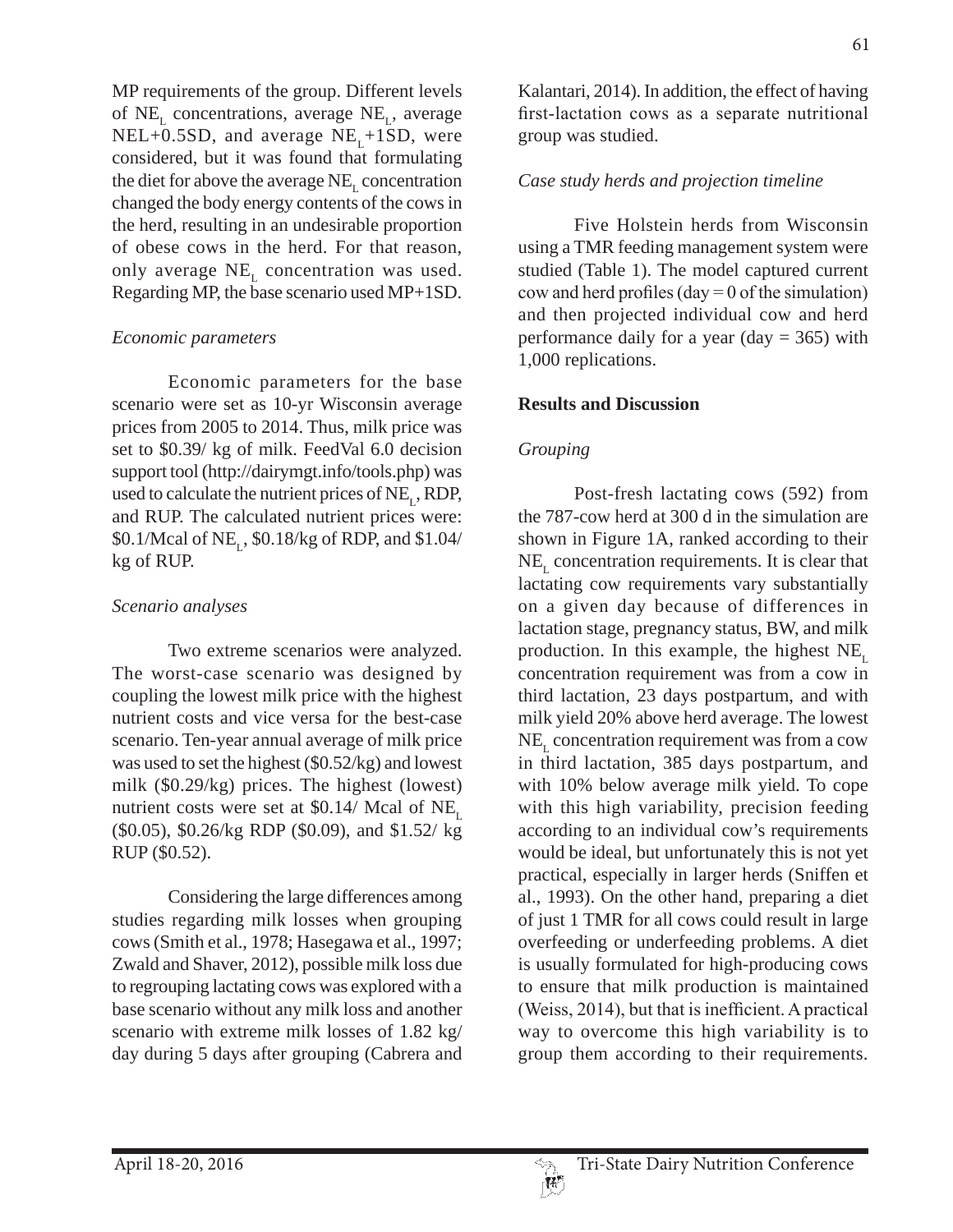MP requirements of the group. Different levels of $NE_L$ concentrations, average $NE_L$, average NEL+0.5SD, and average $NE_L$+1SD, were considered, but it was found that formulating the diet for above the average $NE_L$ concentration changed the body energy contents of the cows in the herd, resulting in an undesirable proportion of obese cows in the herd. For that reason, only average $NE_L$ concentration was used. Regarding MP, the base scenario used MP+1SD.

*Economic parameters*

Economic parameters for the base scenario were set as 10-yr Wisconsin average prices from 2005 to 2014. Thus, milk price was set to $0.39/ kg of milk. FeedVal 6.0 decision support tool (http://dairymgt.info/tools.php) was used to calculate the nutrient prices of $NE_L$, RDP, and RUP. The calculated nutrient prices were: $0.1/Mcal of $NE_L$, $0.18/kg of RDP, and $1.04/ kg of RUP.

*Scenario analyses*

Two extreme scenarios were analyzed. The worst-case scenario was designed by coupling the lowest milk price with the highest nutrient costs and vice versa for the best-case scenario. Ten-year annual average of milk price was used to set the highest ($0.52/kg) and lowest milk ($0.29/kg) prices. The highest (lowest) nutrient costs were set at $0.14/ Mcal of $NE_L$ ($0.05), $0.26/kg RDP ($0.09), and $1.52/ kg RUP ($0.52).

Considering the large differences among studies regarding milk losses when grouping cows (Smith et al., 1978; Hasegawa et al., 1997; Zwald and Shaver, 2012), possible milk loss due to regrouping lactating cows was explored with a base scenario without any milk loss and another scenario with extreme milk losses of 1.82 kg/ day during 5 days after grouping (Cabrera and Kalantari, 2014). In addition, the effect of having first-lactation cows as a separate nutritional group was studied.

*Case study herds and projection timeline*

Five Holstein herds from Wisconsin using a TMR feeding management system were studied (Table 1). The model captured current cow and herd profiles (day = 0 of the simulation) and then projected individual cow and herd performance daily for a year (day = 365) with 1,000 replications.

**Results and Discussion**

*Grouping*

Post-fresh lactating cows (592) from the 787-cow herd at 300 d in the simulation are shown in Figure 1A, ranked according to their $NE_L$ concentration requirements. It is clear that lactating cow requirements vary substantially on a given day because of differences in lactation stage, pregnancy status, BW, and milk production. In this example, the highest $NE_L$ concentration requirement was from a cow in third lactation, 23 days postpartum, and with milk yield 20% above herd average. The lowest $NE_L$ concentration requirement was from a cow in third lactation, 385 days postpartum, and with 10% below average milk yield. To cope with this high variability, precision feeding according to an individual cow's requirements would be ideal, but unfortunately this is not yet practical, especially in larger herds (Sniffen et al., 1993). On the other hand, preparing a diet of just 1 TMR for all cows could result in large overfeeding or underfeeding problems. A diet is usually formulated for high-producing cows to ensure that milk production is maintained (Weiss, 2014), but that is inefficient. A practical way to overcome this high variability is to group them according to their requirements.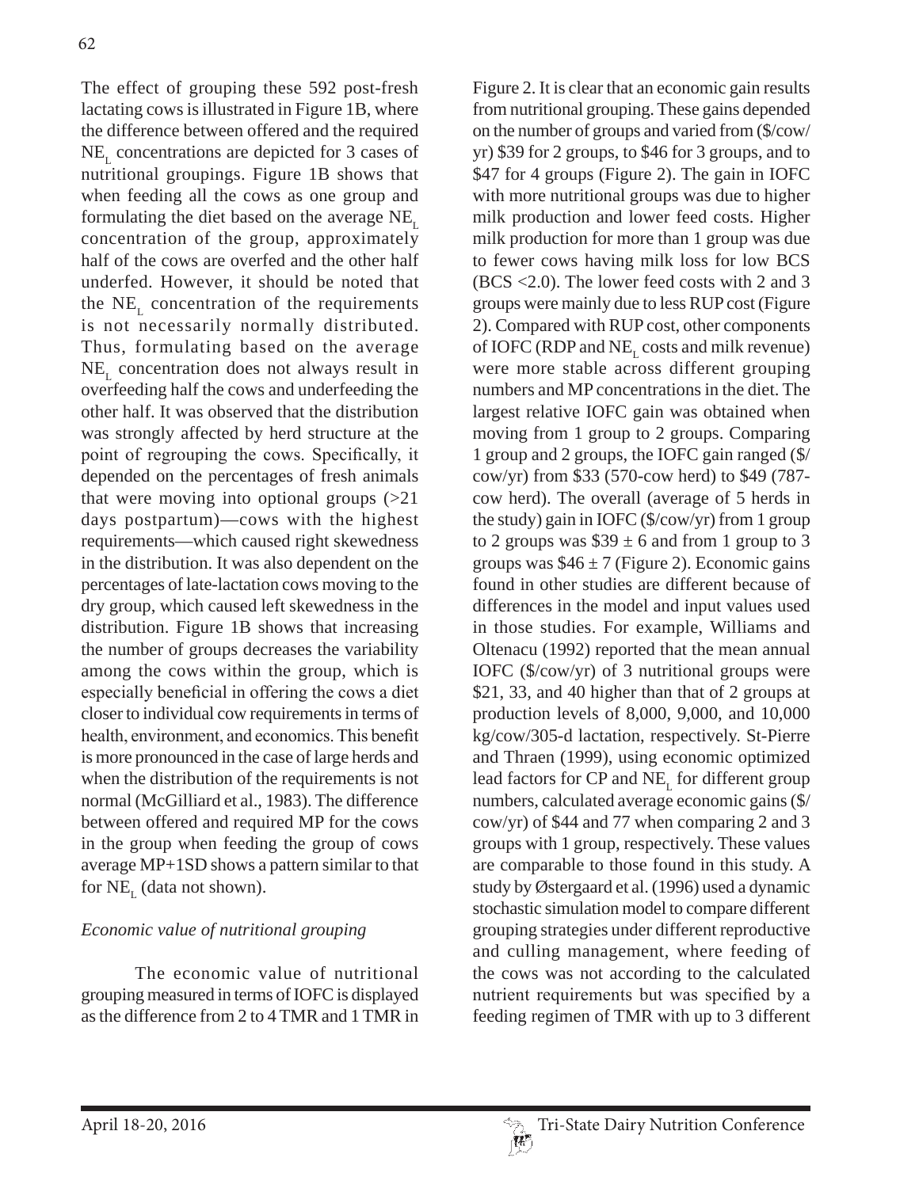The effect of grouping these 592 post-fresh lactating cows is illustrated in Figure 1B, where the difference between offered and the required $NE_L$ concentrations are depicted for 3 cases of nutritional groupings. Figure 1B shows that when feeding all the cows as one group and formulating the diet based on the average $NE_L$ concentration of the group, approximately half of the cows are overfed and the other half underfed. However, it should be noted that the $NE_L$ concentration of the requirements is not necessarily normally distributed. Thus, formulating based on the average $NE_L$ concentration does not always result in overfeeding half the cows and underfeeding the other half. It was observed that the distribution was strongly affected by herd structure at the point of regrouping the cows. Specifically, it depended on the percentages of fresh animals that were moving into optional groups (>21 days postpartum)—cows with the highest requirements—which caused right skewedness in the distribution. It was also dependent on the percentages of late-lactation cows moving to the dry group, which caused left skewedness in the distribution. Figure 1B shows that increasing the number of groups decreases the variability among the cows within the group, which is especially beneficial in offering the cows a diet closer to individual cow requirements in terms of health, environment, and economics. This benefit is more pronounced in the case of large herds and when the distribution of the requirements is not normal (McGilliard et al., 1983). The difference between offered and required MP for the cows in the group when feeding the group of cows average MP+1SD shows a pattern similar to that for $NE_L$ (data not shown).

### *Economic value of nutritional grouping*

The economic value of nutritional grouping measured in terms of IOFC is displayed as the difference from 2 to 4 TMR and 1 TMR in Figure 2. It is clear that an economic gain results from nutritional grouping. These gains depended on the number of groups and varied from ($/cow/yr) $39 for 2 groups, to $46 for 3 groups, and to $47 for 4 groups (Figure 2). The gain in IOFC with more nutritional groups was due to higher milk production and lower feed costs. Higher milk production for more than 1 group was due to fewer cows having milk loss for low BCS (BCS <2.0). The lower feed costs with 2 and 3 groups were mainly due to less RUP cost (Figure 2). Compared with RUP cost, other components of IOFC (RDP and $NE_L$ costs and milk revenue) were more stable across different grouping numbers and MP concentrations in the diet. The largest relative IOFC gain was obtained when moving from 1 group to 2 groups. Comparing 1 group and 2 groups, the IOFC gain ranged ($/cow/yr) from $33 (570-cow herd) to $49 (787-cow herd). The overall (average of 5 herds in the study) gain in IOFC ($/cow/yr) from 1 group to 2 groups was $39 ± 6 and from 1 group to 3 groups was $46 ± 7 (Figure 2). Economic gains found in other studies are different because of differences in the model and input values used in those studies. For example, Williams and Oltenacu (1992) reported that the mean annual IOFC ($/cow/yr) of 3 nutritional groups were $21, 33, and 40 higher than that of 2 groups at production levels of 8,000, 9,000, and 10,000 kg/cow/305-d lactation, respectively. St-Pierre and Thraen (1999), using economic optimized lead factors for CP and $NE_L$ for different group numbers, calculated average economic gains ($/cow/yr) of $44 and 77 when comparing 2 and 3 groups with 1 group, respectively. These values are comparable to those found in this study. A study by Østergaard et al. (1996) used a dynamic stochastic simulation model to compare different grouping strategies under different reproductive and culling management, where feeding of the cows was not according to the calculated nutrient requirements but was specified by a feeding regimen of TMR with up to 3 different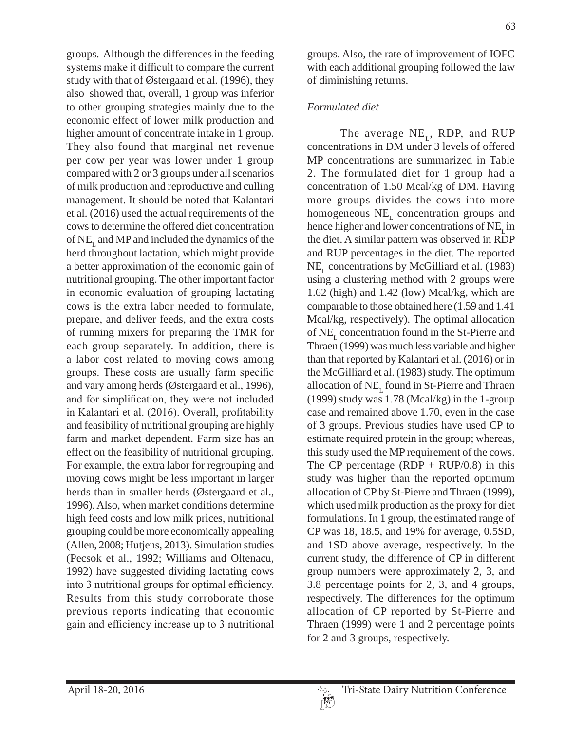groups. Although the differences in the feeding systems make it difficult to compare the current study with that of Østergaard et al. (1996), they also showed that, overall, 1 group was inferior to other grouping strategies mainly due to the economic effect of lower milk production and higher amount of concentrate intake in 1 group. They also found that marginal net revenue per cow per year was lower under 1 group compared with 2 or 3 groups under all scenarios of milk production and reproductive and culling management. It should be noted that Kalantari et al. (2016) used the actual requirements of the cows to determine the offered diet concentration of $NE_L$ and MP and included the dynamics of the herd throughout lactation, which might provide a better approximation of the economic gain of nutritional grouping. The other important factor in economic evaluation of grouping lactating cows is the extra labor needed to formulate, prepare, and deliver feeds, and the extra costs of running mixers for preparing the TMR for each group separately. In addition, there is a labor cost related to moving cows among groups. These costs are usually farm specific and vary among herds (Østergaard et al., 1996), and for simplification, they were not included in Kalantari et al. (2016). Overall, profitability and feasibility of nutritional grouping are highly farm and market dependent. Farm size has an effect on the feasibility of nutritional grouping. For example, the extra labor for regrouping and moving cows might be less important in larger herds than in smaller herds (Østergaard et al., 1996). Also, when market conditions determine high feed costs and low milk prices, nutritional grouping could be more economically appealing (Allen, 2008; Hutjens, 2013). Simulation studies (Pecsok et al., 1992; Williams and Oltenacu, 1992) have suggested dividing lactating cows into 3 nutritional groups for optimal efficiency. Results from this study corroborate those previous reports indicating that economic gain and efficiency increase up to 3 nutritional groups. Also, the rate of improvement of IOFC with each additional grouping followed the law of diminishing returns.

*Formulated diet*

The average $NE_L$, RDP, and RUP concentrations in DM under 3 levels of offered MP concentrations are summarized in Table 2. The formulated diet for 1 group had a concentration of 1.50 Mcal/kg of DM. Having more groups divides the cows into more homogeneous $NE_L$ concentration groups and hence higher and lower concentrations of $NE_L$ in the diet. A similar pattern was observed in RDP and RUP percentages in the diet. The reported $NE_L$ concentrations by McGilliard et al. (1983) using a clustering method with 2 groups were 1.62 (high) and 1.42 (low) Mcal/kg, which are comparable to those obtained here (1.59 and 1.41 Mcal/kg, respectively). The optimal allocation of $NE_L$ concentration found in the St-Pierre and Thraen (1999) was much less variable and higher than that reported by Kalantari et al. (2016) or in the McGilliard et al. (1983) study. The optimum allocation of $NE_L$ found in St-Pierre and Thraen (1999) study was 1.78 (Mcal/kg) in the 1-group case and remained above 1.70, even in the case of 3 groups. Previous studies have used CP to estimate required protein in the group; whereas, this study used the MP requirement of the cows. The CP percentage (RDP + RUP/0.8) in this study was higher than the reported optimum allocation of CP by St-Pierre and Thraen (1999), which used milk production as the proxy for diet formulations. In 1 group, the estimated range of CP was 18, 18.5, and 19% for average, 0.5SD, and 1SD above average, respectively. In the current study, the difference of CP in different group numbers were approximately 2, 3, and 3.8 percentage points for 2, 3, and 4 groups, respectively. The differences for the optimum allocation of CP reported by St-Pierre and Thraen (1999) were 1 and 2 percentage points for 2 and 3 groups, respectively.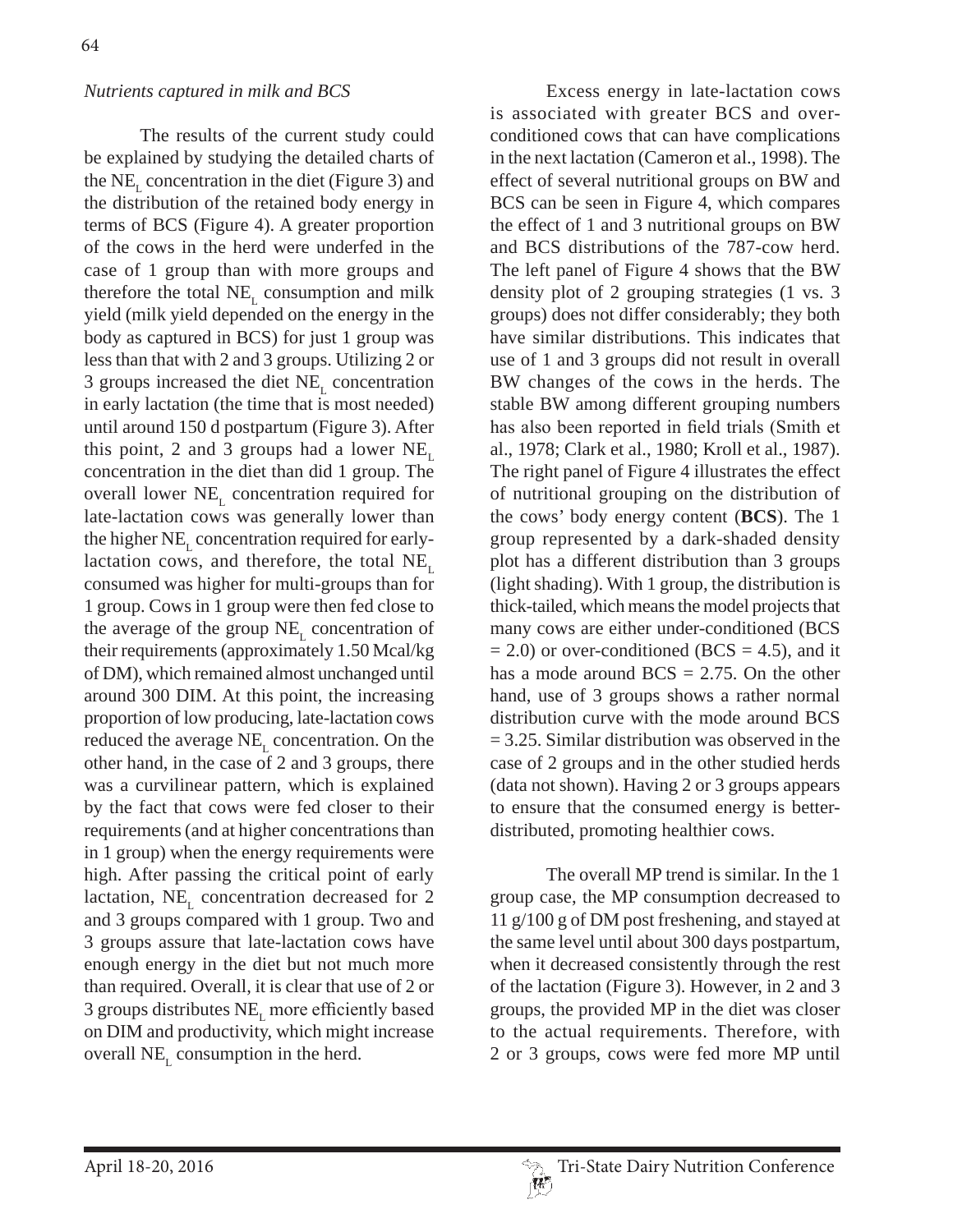*Nutrients captured in milk and BCS*

The results of the current study could be explained by studying the detailed charts of the $NE_L$ concentration in the diet (Figure 3) and the distribution of the retained body energy in terms of BCS (Figure 4). A greater proportion of the cows in the herd were underfed in the case of 1 group than with more groups and therefore the total $NE_L$ consumption and milk yield (milk yield depended on the energy in the body as captured in BCS) for just 1 group was less than that with 2 and 3 groups. Utilizing 2 or 3 groups increased the diet $NE_L$ concentration in early lactation (the time that is most needed) until around 150 d postpartum (Figure 3). After this point, 2 and 3 groups had a lower $NE_L$ concentration in the diet than did 1 group. The overall lower $NE_L$ concentration required for late-lactation cows was generally lower than the higher $NE_L$ concentration required for early-lactation cows, and therefore, the total $NE_L$ consumed was higher for multi-groups than for 1 group. Cows in 1 group were then fed close to the average of the group $NE_L$ concentration of their requirements (approximately 1.50 Mcal/kg of DM), which remained almost unchanged until around 300 DIM. At this point, the increasing proportion of low producing, late-lactation cows reduced the average $NE_L$ concentration. On the other hand, in the case of 2 and 3 groups, there was a curvilinear pattern, which is explained by the fact that cows were fed closer to their requirements (and at higher concentrations than in 1 group) when the energy requirements were high. After passing the critical point of early lactation, $NE_L$ concentration decreased for 2 and 3 groups compared with 1 group. Two and 3 groups assure that late-lactation cows have enough energy in the diet but not much more than required. Overall, it is clear that use of 2 or 3 groups distributes $NE_L$ more efficiently based on DIM and productivity, which might increase overall $NE_L$ consumption in the herd.

Excess energy in late-lactation cows is associated with greater BCS and over-conditioned cows that can have complications in the next lactation (Cameron et al., 1998). The effect of several nutritional groups on BW and BCS can be seen in Figure 4, which compares the effect of 1 and 3 nutritional groups on BW and BCS distributions of the 787-cow herd. The left panel of Figure 4 shows that the BW density plot of 2 grouping strategies (1 vs. 3 groups) does not differ considerably; they both have similar distributions. This indicates that use of 1 and 3 groups did not result in overall BW changes of the cows in the herds. The stable BW among different grouping numbers has also been reported in field trials (Smith et al., 1978; Clark et al., 1980; Kroll et al., 1987). The right panel of Figure 4 illustrates the effect of nutritional grouping on the distribution of the cows' body energy content (**BCS**). The 1 group represented by a dark-shaded density plot has a different distribution than 3 groups (light shading). With 1 group, the distribution is thick-tailed, which means the model projects that many cows are either under-conditioned (BCS = 2.0) or over-conditioned (BCS = 4.5), and it has a mode around BCS = 2.75. On the other hand, use of 3 groups shows a rather normal distribution curve with the mode around BCS = 3.25. Similar distribution was observed in the case of 2 groups and in the other studied herds (data not shown). Having 2 or 3 groups appears to ensure that the consumed energy is better-distributed, promoting healthier cows.

The overall MP trend is similar. In the 1 group case, the MP consumption decreased to 11 g/100 g of DM post freshening, and stayed at the same level until about 300 days postpartum, when it decreased consistently through the rest of the lactation (Figure 3). However, in 2 and 3 groups, the provided MP in the diet was closer to the actual requirements. Therefore, with 2 or 3 groups, cows were fed more MP until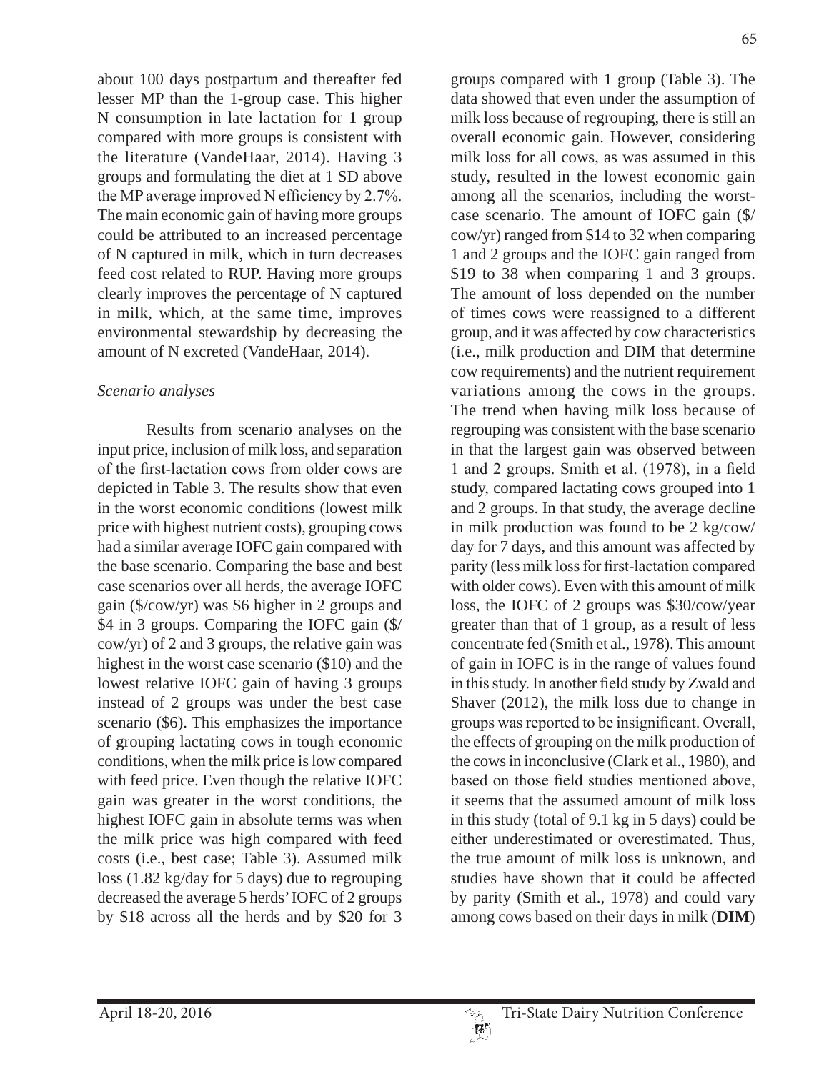about 100 days postpartum and thereafter fed lesser MP than the 1-group case. This higher N consumption in late lactation for 1 group compared with more groups is consistent with the literature (VandeHaar, 2014). Having 3 groups and formulating the diet at 1 SD above the MP average improved N efficiency by 2.7%. The main economic gain of having more groups could be attributed to an increased percentage of N captured in milk, which in turn decreases feed cost related to RUP. Having more groups clearly improves the percentage of N captured in milk, which, at the same time, improves environmental stewardship by decreasing the amount of N excreted (VandeHaar, 2014).

### *Scenario analyses*

Results from scenario analyses on the input price, inclusion of milk loss, and separation of the first-lactation cows from older cows are depicted in Table 3. The results show that even in the worst economic conditions (lowest milk price with highest nutrient costs), grouping cows had a similar average IOFC gain compared with the base scenario. Comparing the base and best case scenarios over all herds, the average IOFC gain ($/cow/yr) was $6 higher in 2 groups and $4 in 3 groups. Comparing the IOFC gain ($/cow/yr) of 2 and 3 groups, the relative gain was highest in the worst case scenario ($10) and the lowest relative IOFC gain of having 3 groups instead of 2 groups was under the best case scenario ($6). This emphasizes the importance of grouping lactating cows in tough economic conditions, when the milk price is low compared with feed price. Even though the relative IOFC gain was greater in the worst conditions, the highest IOFC gain in absolute terms was when the milk price was high compared with feed costs (i.e., best case; Table 3). Assumed milk loss (1.82 kg/day for 5 days) due to regrouping decreased the average 5 herds' IOFC of 2 groups by $18 across all the herds and by $20 for 3 groups compared with 1 group (Table 3). The data showed that even under the assumption of milk loss because of regrouping, there is still an overall economic gain. However, considering milk loss for all cows, as was assumed in this study, resulted in the lowest economic gain among all the scenarios, including the worst-case scenario. The amount of IOFC gain ($/cow/yr) ranged from $14 to 32 when comparing 1 and 2 groups and the IOFC gain ranged from $19 to 38 when comparing 1 and 3 groups. The amount of loss depended on the number of times cows were reassigned to a different group, and it was affected by cow characteristics (i.e., milk production and DIM that determine cow requirements) and the nutrient requirement variations among the cows in the groups. The trend when having milk loss because of regrouping was consistent with the base scenario in that the largest gain was observed between 1 and 2 groups. Smith et al. (1978), in a field study, compared lactating cows grouped into 1 and 2 groups. In that study, the average decline in milk production was found to be 2 kg/cow/day for 7 days, and this amount was affected by parity (less milk loss for first-lactation compared with older cows). Even with this amount of milk loss, the IOFC of 2 groups was $30/cow/year greater than that of 1 group, as a result of less concentrate fed (Smith et al., 1978). This amount of gain in IOFC is in the range of values found in this study. In another field study by Zwald and Shaver (2012), the milk loss due to change in groups was reported to be insignificant. Overall, the effects of grouping on the milk production of the cows in inconclusive (Clark et al., 1980), and based on those field studies mentioned above, it seems that the assumed amount of milk loss in this study (total of 9.1 kg in 5 days) could be either underestimated or overestimated. Thus, the true amount of milk loss is unknown, and studies have shown that it could be affected by parity (Smith et al., 1978) and could vary among cows based on their days in milk (**DIM**)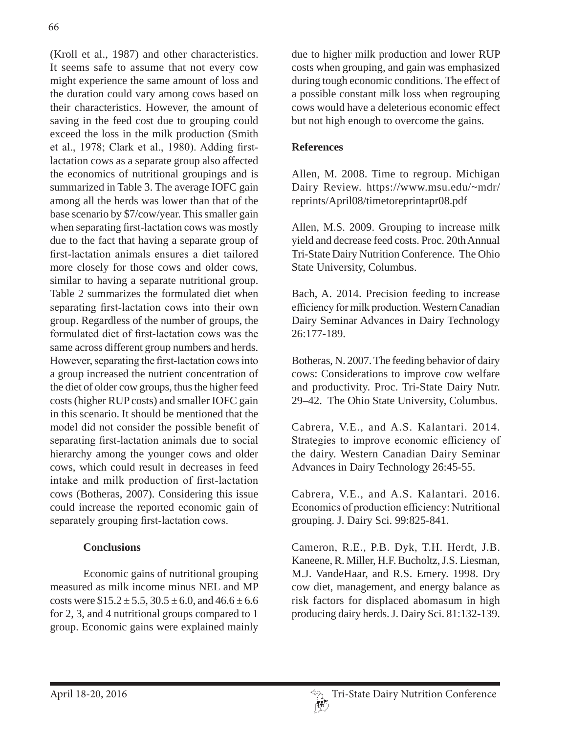(Kroll et al., 1987) and other characteristics. It seems safe to assume that not every cow might experience the same amount of loss and the duration could vary among cows based on their characteristics. However, the amount of saving in the feed cost due to grouping could exceed the loss in the milk production (Smith et al., 1978; Clark et al., 1980). Adding first-lactation cows as a separate group also affected the economics of nutritional groupings and is summarized in Table 3. The average IOFC gain among all the herds was lower than that of the base scenario by $7/cow/year. This smaller gain when separating first-lactation cows was mostly due to the fact that having a separate group of first-lactation animals ensures a diet tailored more closely for those cows and older cows, similar to having a separate nutritional group. Table 2 summarizes the formulated diet when separating first-lactation cows into their own group. Regardless of the number of groups, the formulated diet of first-lactation cows was the same across different group numbers and herds. However, separating the first-lactation cows into a group increased the nutrient concentration of the diet of older cow groups, thus the higher feed costs (higher RUP costs) and smaller IOFC gain in this scenario. It should be mentioned that the model did not consider the possible benefit of separating first-lactation animals due to social hierarchy among the younger cows and older cows, which could result in decreases in feed intake and milk production of first-lactation cows (Botheras, 2007). Considering this issue could increase the reported economic gain of separately grouping first-lactation cows.

## Conclusions

Economic gains of nutritional grouping measured as milk income minus NEL and MP costs were $15.2 ± 5.5, 30.5 ± 6.0, and 46.6 ± 6.6 for 2, 3, and 4 nutritional groups compared to 1 group. Economic gains were explained mainly due to higher milk production and lower RUP costs when grouping, and gain was emphasized during tough economic conditions. The effect of a possible constant milk loss when regrouping cows would have a deleterious economic effect but not high enough to overcome the gains.

## References

Allen, M. 2008. Time to regroup. Michigan Dairy Review. https://www.msu.edu/~mdr/reprints/April08/timetoreprintapr08.pdf

Allen, M.S. 2009. Grouping to increase milk yield and decrease feed costs. Proc. 20th Annual Tri-State Dairy Nutrition Conference. The Ohio State University, Columbus.

Bach, A. 2014. Precision feeding to increase efficiency for milk production. Western Canadian Dairy Seminar Advances in Dairy Technology 26:177-189.

Botheras, N. 2007. The feeding behavior of dairy cows: Considerations to improve cow welfare and productivity. Proc. Tri-State Dairy Nutr. 29–42. The Ohio State University, Columbus.

Cabrera, V.E., and A.S. Kalantari. 2014. Strategies to improve economic efficiency of the dairy. Western Canadian Dairy Seminar Advances in Dairy Technology 26:45-55.

Cabrera, V.E., and A.S. Kalantari. 2016. Economics of production efficiency: Nutritional grouping. J. Dairy Sci. 99:825-841.

Cameron, R.E., P.B. Dyk, T.H. Herdt, J.B. Kaneene, R. Miller, H.F. Bucholtz, J.S. Liesman, M.J. VandeHaar, and R.S. Emery. 1998. Dry cow diet, management, and energy balance as risk factors for displaced abomasum in high producing dairy herds. J. Dairy Sci. 81:132-139.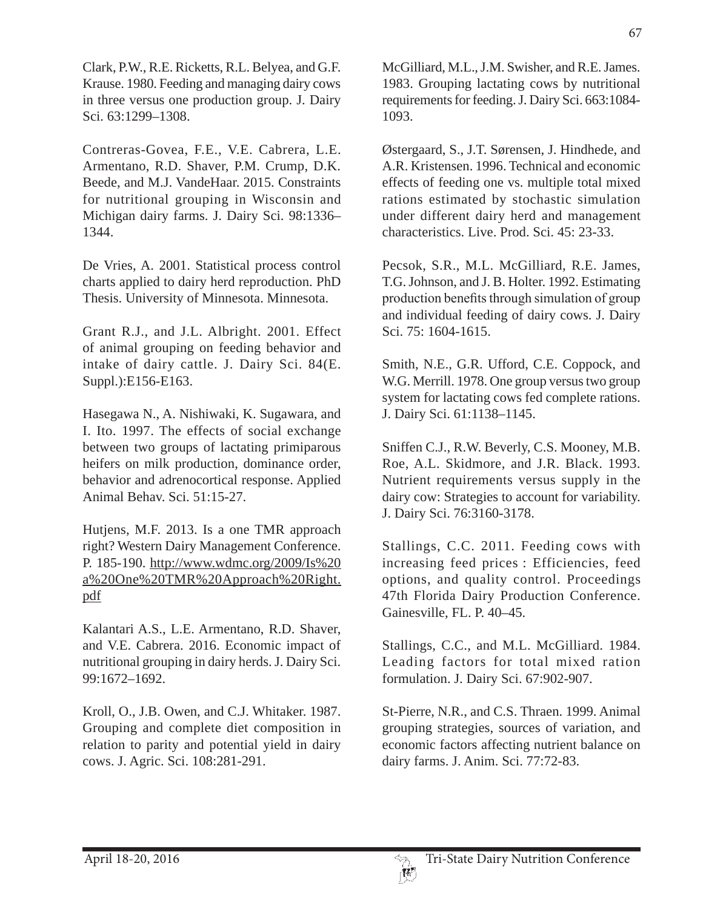Clark, P.W., R.E. Ricketts, R.L. Belyea, and G.F. Krause. 1980. Feeding and managing dairy cows in three versus one production group. J. Dairy Sci. 63:1299–1308.

Contreras-Govea, F.E., V.E. Cabrera, L.E. Armentano, R.D. Shaver, P.M. Crump, D.K. Beede, and M.J. VandeHaar. 2015. Constraints for nutritional grouping in Wisconsin and Michigan dairy farms. J. Dairy Sci. 98:1336–1344.

De Vries, A. 2001. Statistical process control charts applied to dairy herd reproduction. PhD Thesis. University of Minnesota. Minnesota.

Grant R.J., and J.L. Albright. 2001. Effect of animal grouping on feeding behavior and intake of dairy cattle. J. Dairy Sci. 84(E. Suppl.):E156-E163.

Hasegawa N., A. Nishiwaki, K. Sugawara, and I. Ito. 1997. The effects of social exchange between two groups of lactating primiparous heifers on milk production, dominance order, behavior and adrenocortical response. Applied Animal Behav. Sci. 51:15-27.

Hutjens, M.F. 2013. Is a one TMR approach right? Western Dairy Management Conference. P. 185-190. http://www.wdmc.org/2009/Is%20a%20One%20TMR%20Approach%20Right.pdf

Kalantari A.S., L.E. Armentano, R.D. Shaver, and V.E. Cabrera. 2016. Economic impact of nutritional grouping in dairy herds. J. Dairy Sci. 99:1672–1692.

Kroll, O., J.B. Owen, and C.J. Whitaker. 1987. Grouping and complete diet composition in relation to parity and potential yield in dairy cows. J. Agric. Sci. 108:281-291.

McGilliard, M.L., J.M. Swisher, and R.E. James. 1983. Grouping lactating cows by nutritional requirements for feeding. J. Dairy Sci. 663:1084-1093.

Østergaard, S., J.T. Sørensen, J. Hindhede, and A.R. Kristensen. 1996. Technical and economic effects of feeding one vs. multiple total mixed rations estimated by stochastic simulation under different dairy herd and management characteristics. Live. Prod. Sci. 45: 23-33.

Pecsok, S.R., M.L. McGilliard, R.E. James, T.G. Johnson, and J. B. Holter. 1992. Estimating production benefits through simulation of group and individual feeding of dairy cows. J. Dairy Sci. 75: 1604-1615.

Smith, N.E., G.R. Ufford, C.E. Coppock, and W.G. Merrill. 1978. One group versus two group system for lactating cows fed complete rations. J. Dairy Sci. 61:1138–1145.

Sniffen C.J., R.W. Beverly, C.S. Mooney, M.B. Roe, A.L. Skidmore, and J.R. Black. 1993. Nutrient requirements versus supply in the dairy cow: Strategies to account for variability. J. Dairy Sci. 76:3160-3178.

Stallings, C.C. 2011. Feeding cows with increasing feed prices : Efficiencies, feed options, and quality control. Proceedings 47th Florida Dairy Production Conference. Gainesville, FL. P. 40–45.

Stallings, C.C., and M.L. McGilliard. 1984. Leading factors for total mixed ration formulation. J. Dairy Sci. 67:902-907.

St-Pierre, N.R., and C.S. Thraen. 1999. Animal grouping strategies, sources of variation, and economic factors affecting nutrient balance on dairy farms. J. Anim. Sci. 77:72-83.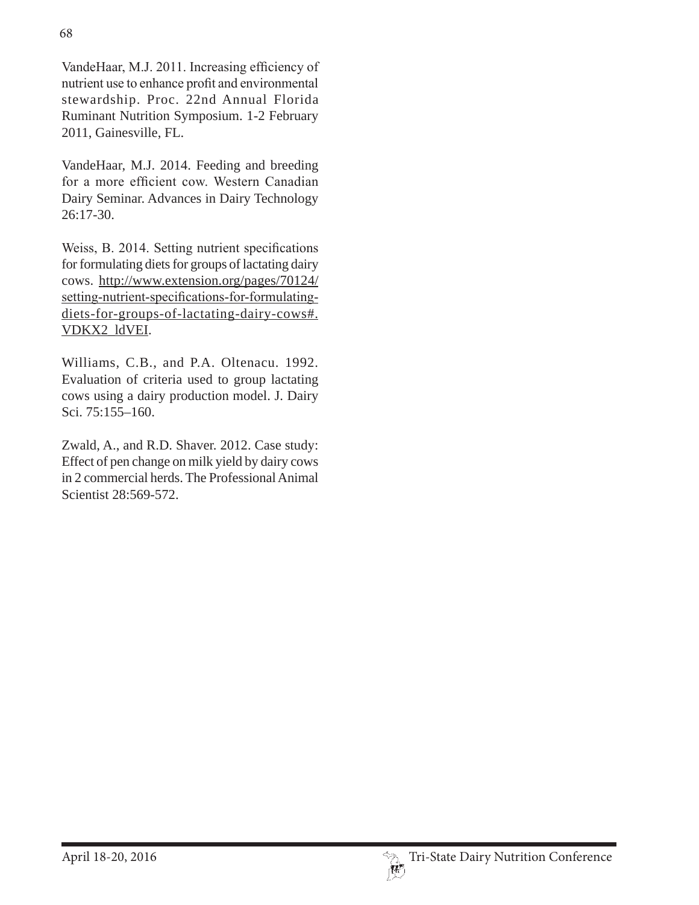VandeHaar, M.J. 2011. Increasing efficiency of nutrient use to enhance profit and environmental stewardship. Proc. 22nd Annual Florida Ruminant Nutrition Symposium. 1-2 February 2011, Gainesville, FL.

VandeHaar, M.J. 2014. Feeding and breeding for a more efficient cow. Western Canadian Dairy Seminar. Advances in Dairy Technology 26:17-30.

Weiss, B. 2014. Setting nutrient specifications for formulating diets for groups of lactating dairy cows. http://www.extension.org/pages/70124/setting-nutrient-specifications-for-formulating-diets-for-groups-of-lactating-dairy-cows#.VDKX2_ldVEI.

Williams, C.B., and P.A. Oltenacu. 1992. Evaluation of criteria used to group lactating cows using a dairy production model. J. Dairy Sci. 75:155–160.

Zwald, A., and R.D. Shaver. 2012. Case study: Effect of pen change on milk yield by dairy cows in 2 commercial herds. The Professional Animal Scientist 28:569-572.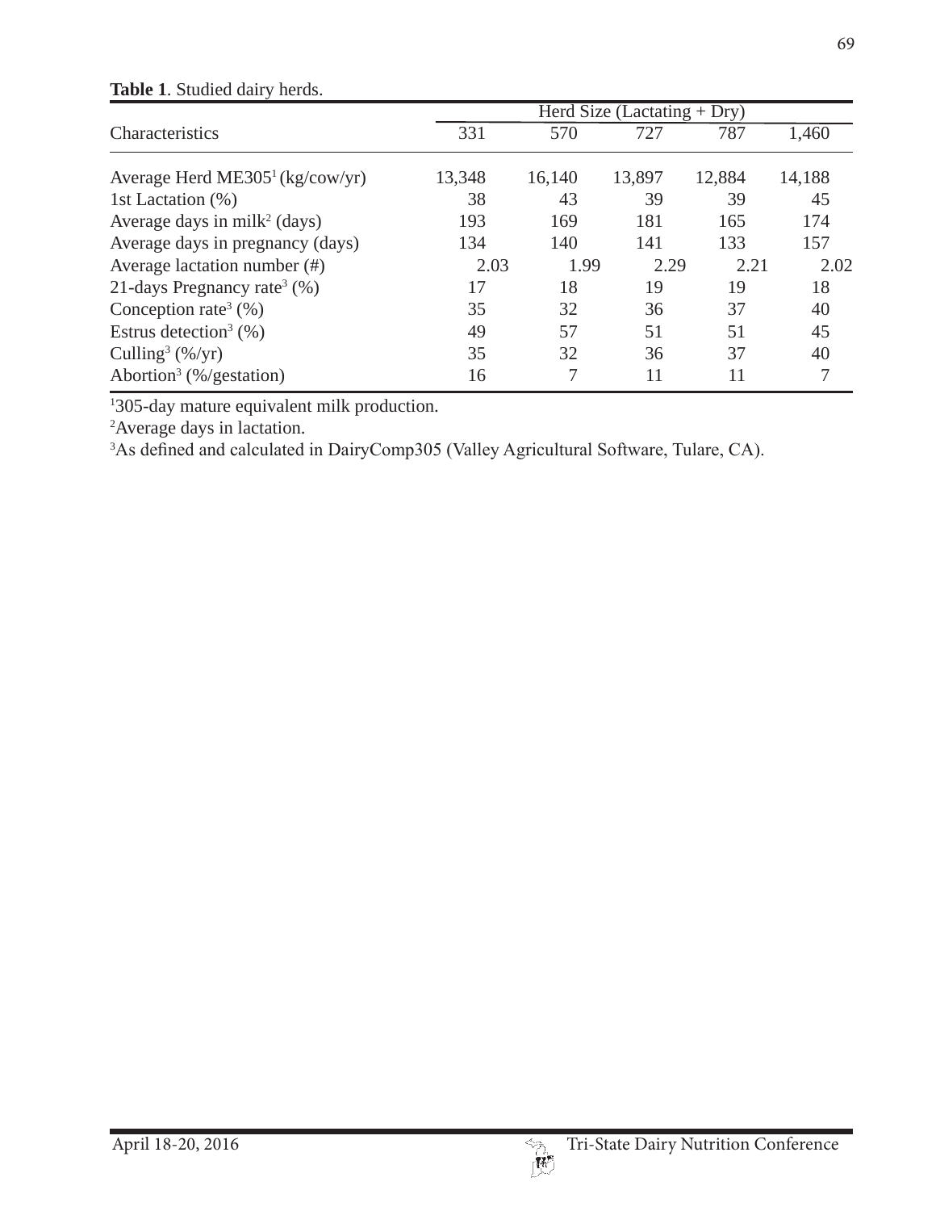**Table 1**. Studied dairy herds.

| Characteristics | Herd Size (Lactating + Dry) | | | | |
|---|---|---|---|---|---|
| | 331 | 570 | 727 | 787 | 1,460 |
| Average Herd ME305[1] (kg/cow/yr) | 13,348 | 16,140 | 13,897 | 12,884 | 14,188 |
| 1st Lactation (%) | 38 | 43 | 39 | 39 | 45 |
| Average days in milk[2] (days) | 193 | 169 | 181 | 165 | 174 |
| Average days in pregnancy (days) | 134 | 140 | 141 | 133 | 157 |
| Average lactation number (#) | 2.03 | 1.99 | 2.29 | 2.21 | 2.02 |
| 21-days Pregnancy rate[3] (%) | 17 | 18 | 19 | 19 | 18 |
| Conception rate[3] (%) | 35 | 32 | 36 | 37 | 40 |
| Estrus detection[3] (%) | 49 | 57 | 51 | 51 | 45 |
| Culling[3] (%/yr) | 35 | 32 | 36 | 37 | 40 |
| Abortion[3] (%/gestation) | 16 | 7 | 11 | 11 | 7 |

[1]305-day mature equivalent milk production.
[2]Average days in lactation.
[3]As defined and calculated in DairyComp305 (Valley Agricultural Software, Tulare, CA).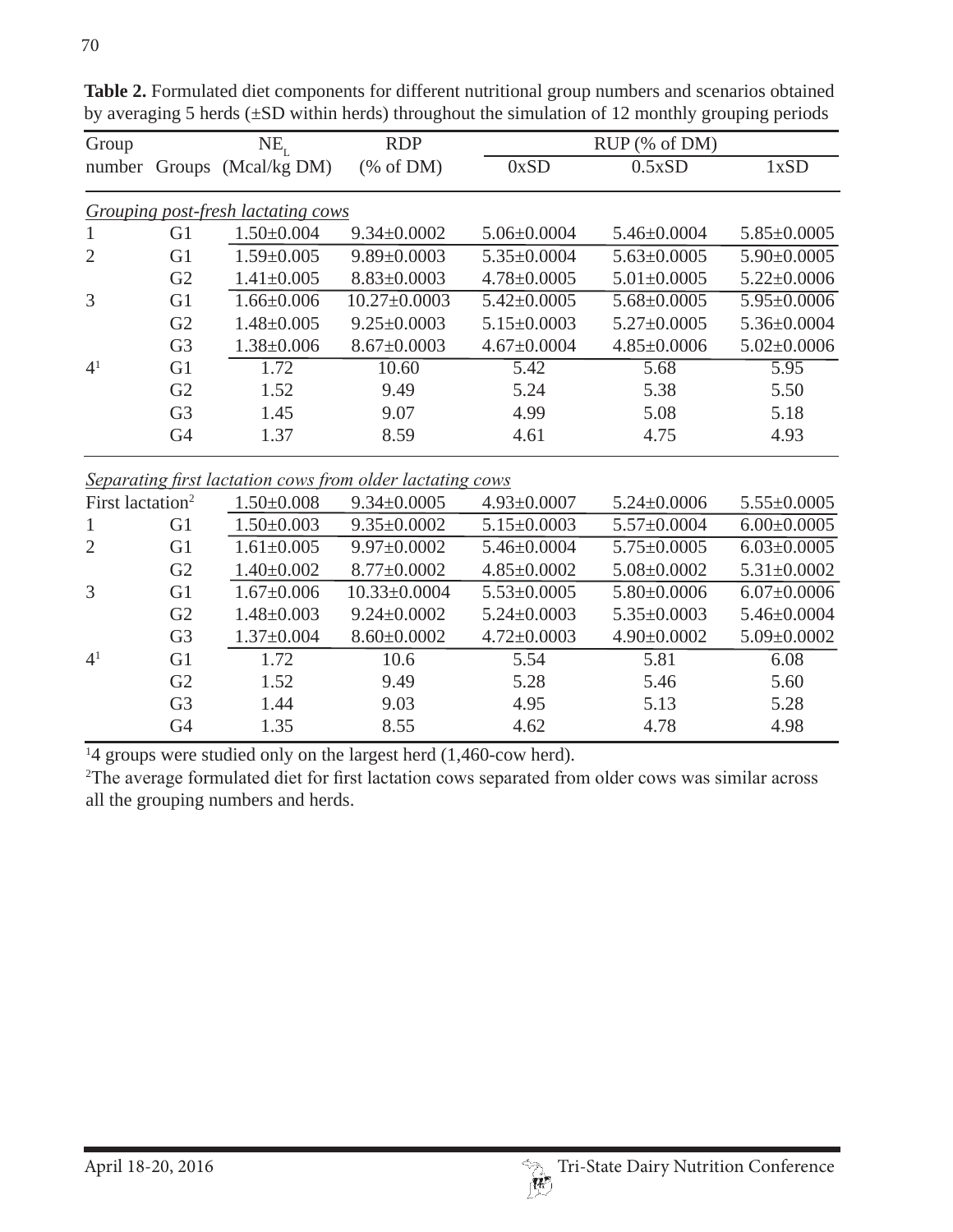**Table 2.** Formulated diet components for different nutritional group numbers and scenarios obtained by averaging 5 herds (±SD within herds) throughout the simulation of 12 monthly grouping periods

| Group number | Groups | $NE_L$ (Mcal/kg DM) | RDP (% of DM) | RUP (% of DM) 0xSD | 0.5xSD | 1xSD |
|---|---|---|---|---|---|---|
| *Grouping post-fresh lactating cows* | | | | | | |
| 1 | G1 | 1.50±0.004 | 9.34±0.0002 | 5.06±0.0004 | 5.46±0.0004 | 5.85±0.0005 |
| 2 | G1 | 1.59±0.005 | 9.89±0.0003 | 5.35±0.0004 | 5.63±0.0005 | 5.90±0.0005 |
| | G2 | 1.41±0.005 | 8.83±0.0003 | 4.78±0.0005 | 5.01±0.0005 | 5.22±0.0006 |
| 3 | G1 | 1.66±0.006 | 10.27±0.0003 | 5.42±0.0005 | 5.68±0.0005 | 5.95±0.0006 |
| | G2 | 1.48±0.005 | 9.25±0.0003 | 5.15±0.0003 | 5.27±0.0005 | 5.36±0.0004 |
| | G3 | 1.38±0.006 | 8.67±0.0003 | 4.67±0.0004 | 4.85±0.0006 | 5.02±0.0006 |
| 4[1] | G1 | 1.72 | 10.60 | 5.42 | 5.68 | 5.95 |
| | G2 | 1.52 | 9.49 | 5.24 | 5.38 | 5.50 |
| | G3 | 1.45 | 9.07 | 4.99 | 5.08 | 5.18 |
| | G4 | 1.37 | 8.59 | 4.61 | 4.75 | 4.93 |
| *Separating first lactation cows from older lactating cows* | | | | | | |
| First lactation[2] | | 1.50±0.008 | 9.34±0.0005 | 4.93±0.0007 | 5.24±0.0006 | 5.55±0.0005 |
| 1 | G1 | 1.50±0.003 | 9.35±0.0002 | 5.15±0.0003 | 5.57±0.0004 | 6.00±0.0005 |
| 2 | G1 | 1.61±0.005 | 9.97±0.0002 | 5.46±0.0004 | 5.75±0.0005 | 6.03±0.0005 |
| | G2 | 1.40±0.002 | 8.77±0.0002 | 4.85±0.0002 | 5.08±0.0002 | 5.31±0.0002 |
| 3 | G1 | 1.67±0.006 | 10.33±0.0004 | 5.53±0.0005 | 5.80±0.0006 | 6.07±0.0006 |
| | G2 | 1.48±0.003 | 9.24±0.0002 | 5.24±0.0003 | 5.35±0.0003 | 5.46±0.0004 |
| | G3 | 1.37±0.004 | 8.60±0.0002 | 4.72±0.0003 | 4.90±0.0002 | 5.09±0.0002 |
| 4[1] | G1 | 1.72 | 10.6 | 5.54 | 5.81 | 6.08 |
| | G2 | 1.52 | 9.49 | 5.28 | 5.46 | 5.60 |
| | G3 | 1.44 | 9.03 | 4.95 | 5.13 | 5.28 |
| | G4 | 1.35 | 8.55 | 4.62 | 4.78 | 4.98 |

[1]4 groups were studied only on the largest herd (1,460-cow herd).

[2]The average formulated diet for first lactation cows separated from older cows was similar across all the grouping numbers and herds.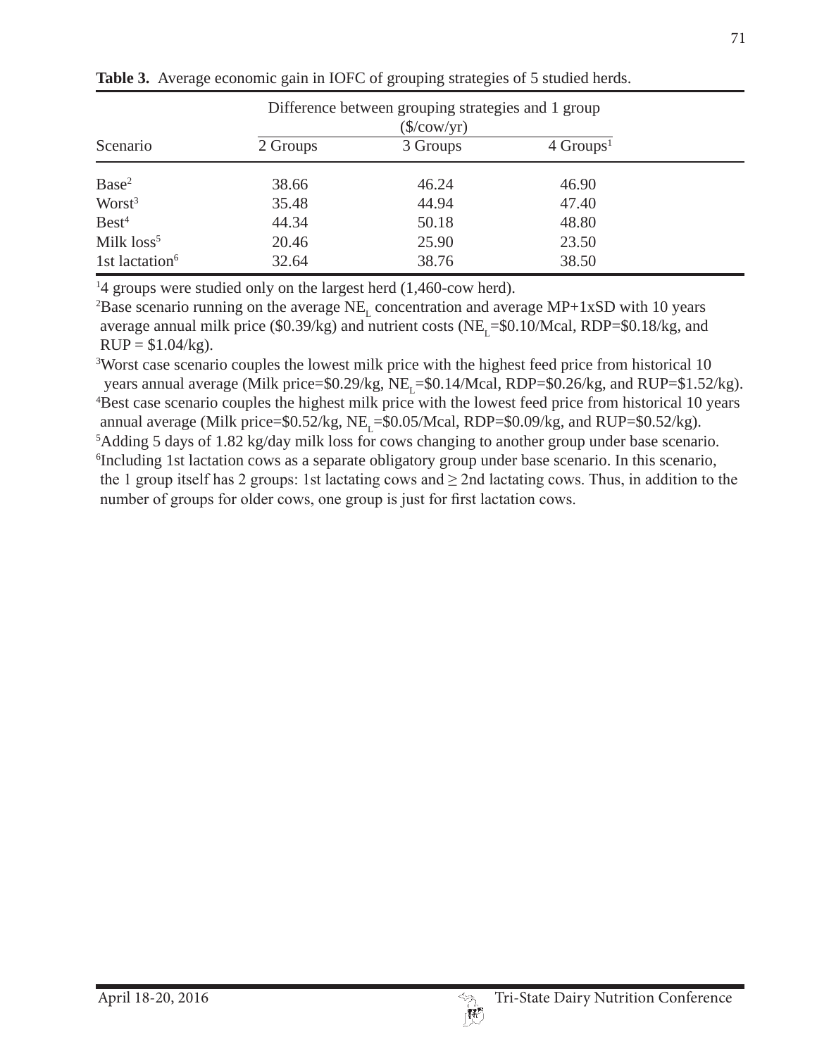**Table 3.** Average economic gain in IOFC of grouping strategies of 5 studied herds.

| Scenario | Difference between grouping strategies and 1 group ($/cow/yr) | | |
|---|---|---|---|
| | 2 Groups | 3 Groups | 4 Groups[1] |
| Base[2] | 38.66 | 46.24 | 46.90 |
| Worst[3] | 35.48 | 44.94 | 47.40 |
| Best[4] | 44.34 | 50.18 | 48.80 |
| Milk loss[5] | 20.46 | 25.90 | 23.50 |
| 1st lactation[6] | 32.64 | 38.76 | 38.50 |

[1]4 groups were studied only on the largest herd (1,460-cow herd).
[2]Base scenario running on the average $NE_L$ concentration and average MP+1xSD with 10 years average annual milk price ($0.39/kg) and nutrient costs ($NE_L$=$0.10/Mcal, RDP=$0.18/kg, and RUP = $1.04/kg).
[3]Worst case scenario couples the lowest milk price with the highest feed price from historical 10 years annual average (Milk price=$0.29/kg, $NE_L$=$0.14/Mcal, RDP=$0.26/kg, and RUP=$1.52/kg).
[4]Best case scenario couples the highest milk price with the lowest feed price from historical 10 years annual average (Milk price=$0.52/kg, $NE_L$=$0.05/Mcal, RDP=$0.09/kg, and RUP=$0.52/kg).
[5]Adding 5 days of 1.82 kg/day milk loss for cows changing to another group under base scenario.
[6]Including 1st lactation cows as a separate obligatory group under base scenario. In this scenario, the 1 group itself has 2 groups: 1st lactating cows and ≥ 2nd lactating cows. Thus, in addition to the number of groups for older cows, one group is just for first lactation cows.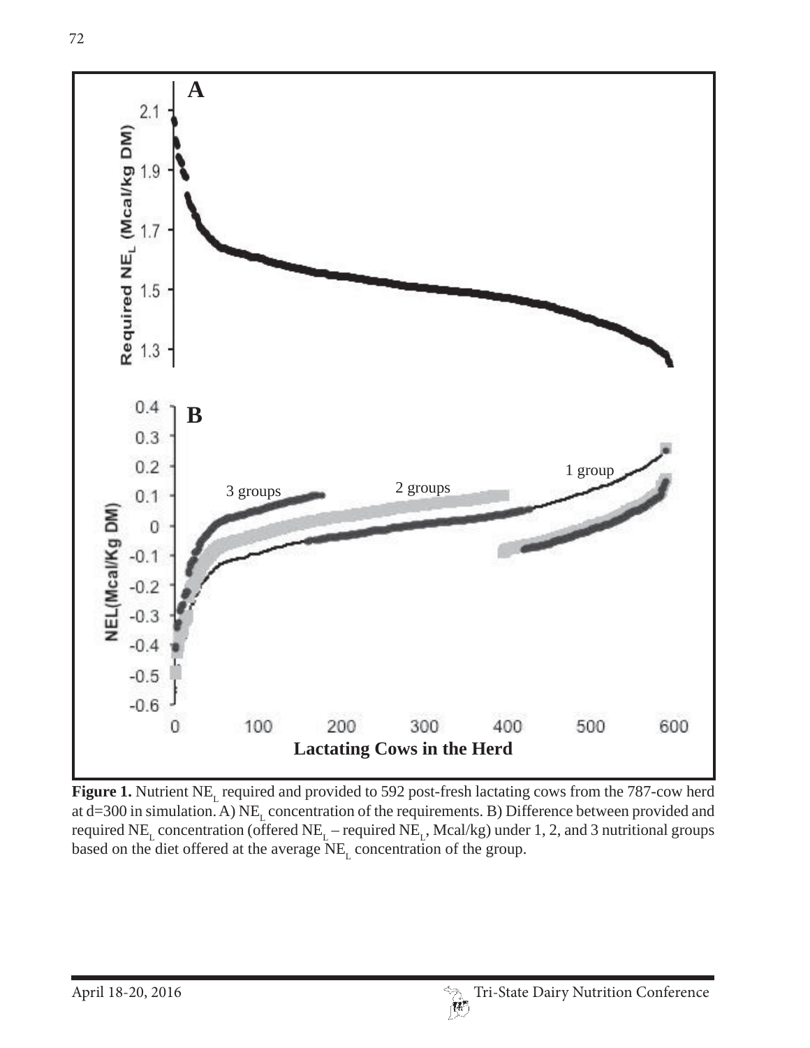**Figure 1.** Nutrient $NE_L$ required and provided to 592 post-fresh lactating cows from the 787-cow herd at d=300 in simulation. A) $NE_L$ concentration of the requirements. B) Difference between provided and required $NE_L$ concentration (offered $NE_L$ – required $NE_L$, Mcal/kg) under 1, 2, and 3 nutritional groups based on the diet offered at the average $NE_L$ concentration of the group.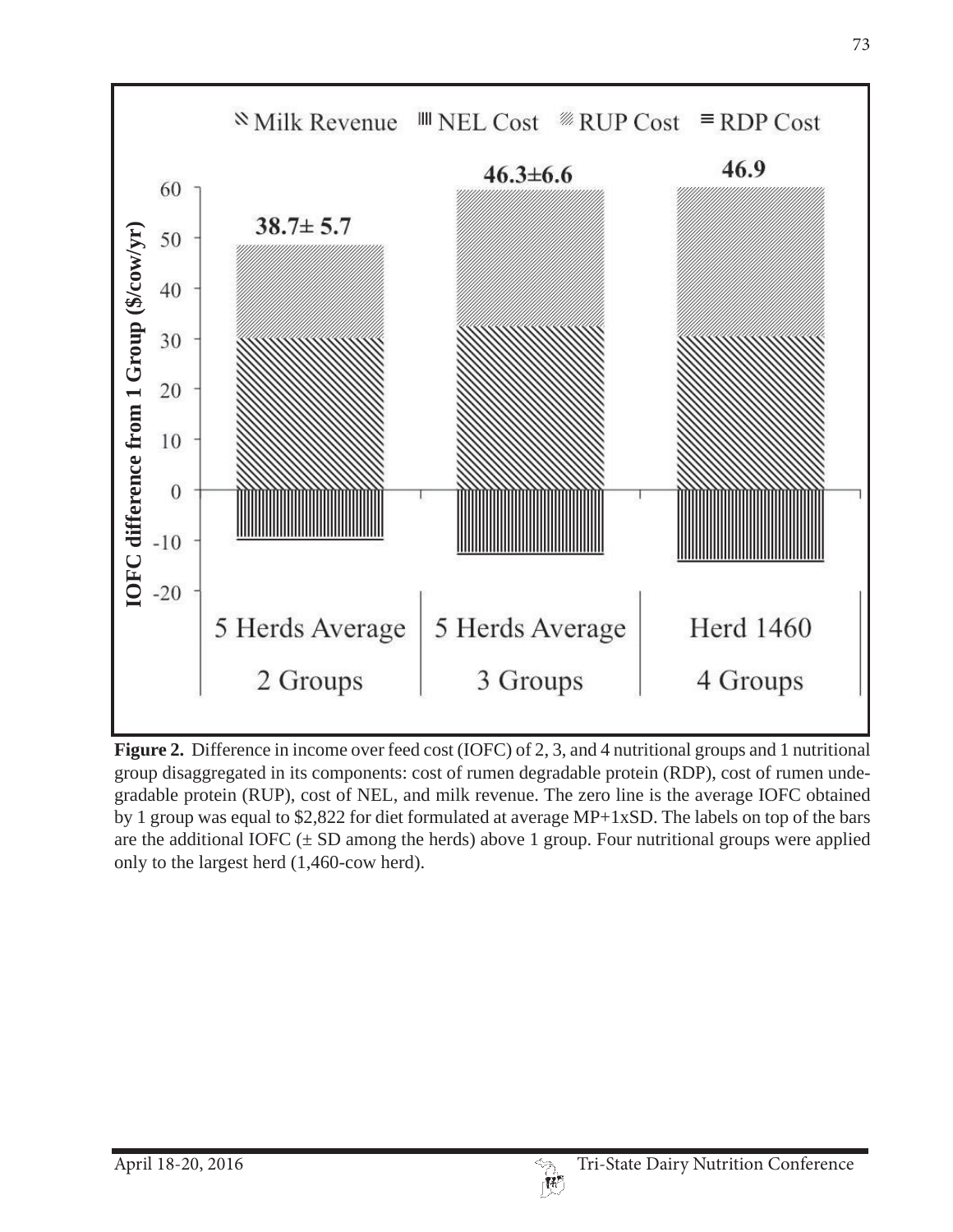Milk Revenue | NEL Cost | RUP Cost | RDP Cost

IOFC difference from 1 Group ($/cow/yr)

| | 5 Herds Average 2 Groups | 5 Herds Average 3 Groups | Herd 1460 4 Groups |
|---|---|---|---|
| Label | 38.7± 5.7 | 46.3±6.6 | 46.9 |

**Figure 2.** Difference in income over feed cost (IOFC) of 2, 3, and 4 nutritional groups and 1 nutritional group disaggregated in its components: cost of rumen degradable protein (RDP), cost of rumen undegradable protein (RUP), cost of NEL, and milk revenue. The zero line is the average IOFC obtained by 1 group was equal to $2,822 for diet formulated at average MP+1xSD. The labels on top of the bars are the additional IOFC (± SD among the herds) above 1 group. Four nutritional groups were applied only to the largest herd (1,460-cow herd).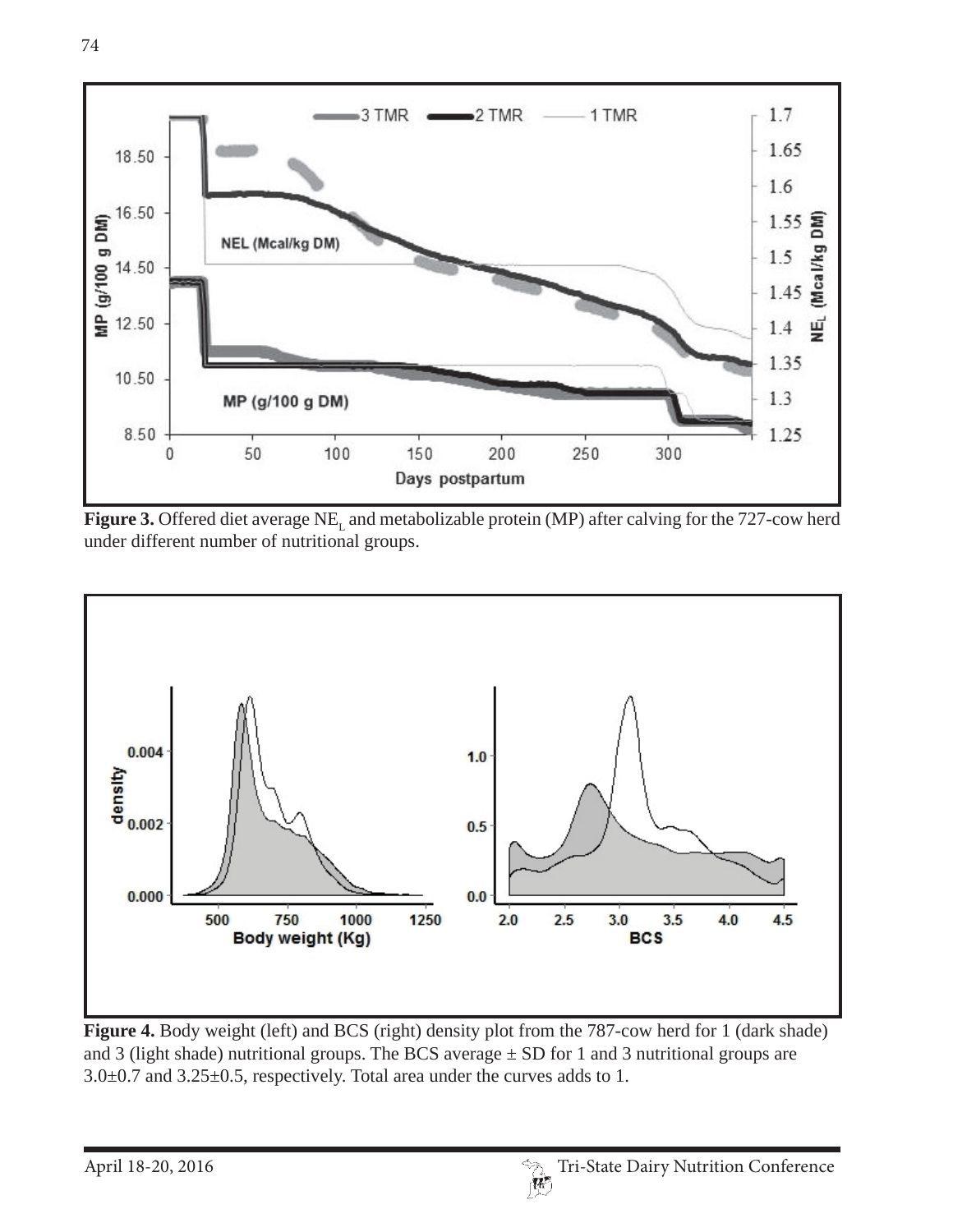3 TMR
2 TMR
1 TMR

MP (g/100 g DM)

$NE_L$ (Mcal/kg DM)

18.50
16.50
14.50
12.50
10.50
8.50

1.7
1.65
1.6
1.55
1.5
1.45
1.4
1.35
1.3
1.25

NEL (Mcal/kg DM)

MP (g/100 g DM)

0
50
100
150
200
250
300

Days postpartum

**Figure 3.** Offered diet average $NE_L$ and metabolizable protein (MP) after calving for the 727-cow herd under different number of nutritional groups.

density

0.004
0.002
0.000

500
750
1000
1250

Body weight (Kg)

1.0
0.5
0.0

2.0
2.5
3.0
3.5
4.0
4.5

BCS

**Figure 4.** Body weight (left) and BCS (right) density plot from the 787-cow herd for 1 (dark shade) and 3 (light shade) nutritional groups. The BCS average ± SD for 1 and 3 nutritional groups are 3.0±0.7 and 3.25±0.5, respectively. Total area under the curves adds to 1.